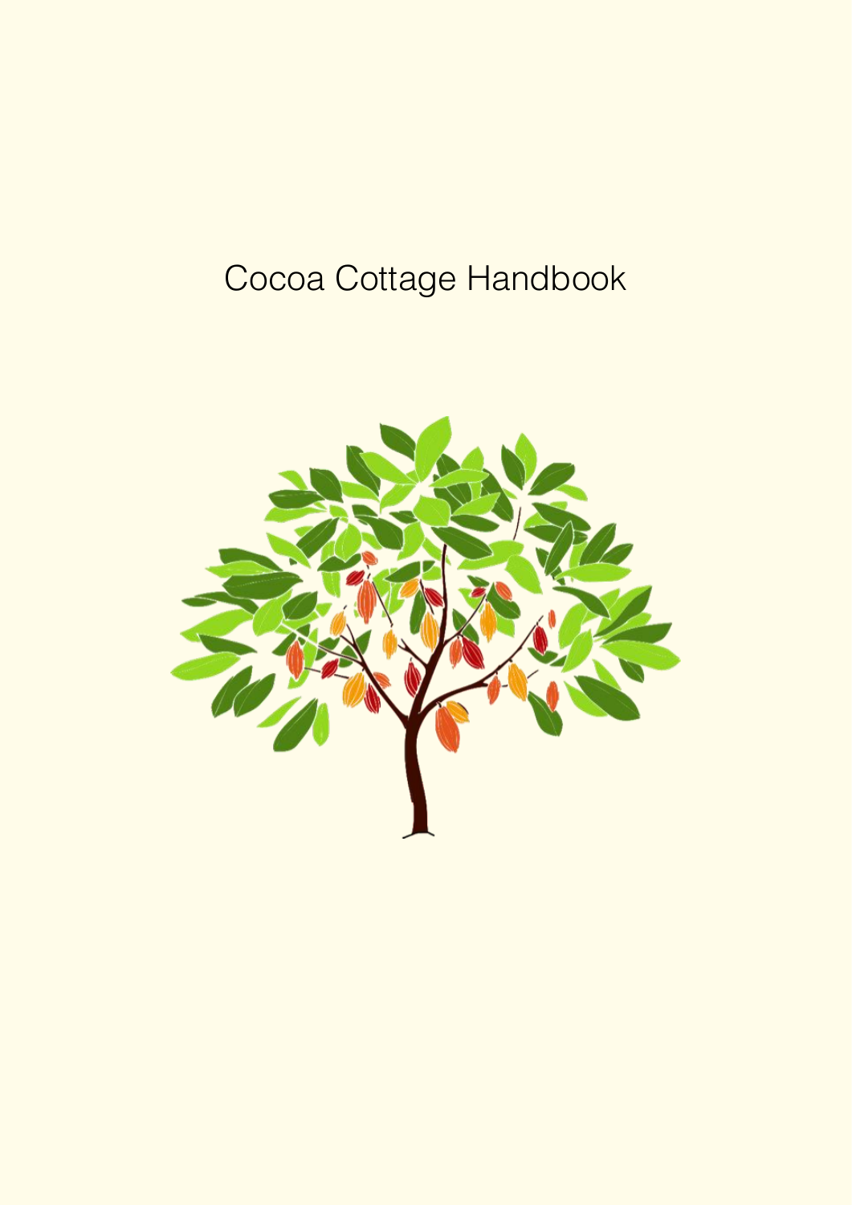# Cocoa Cottage Handbook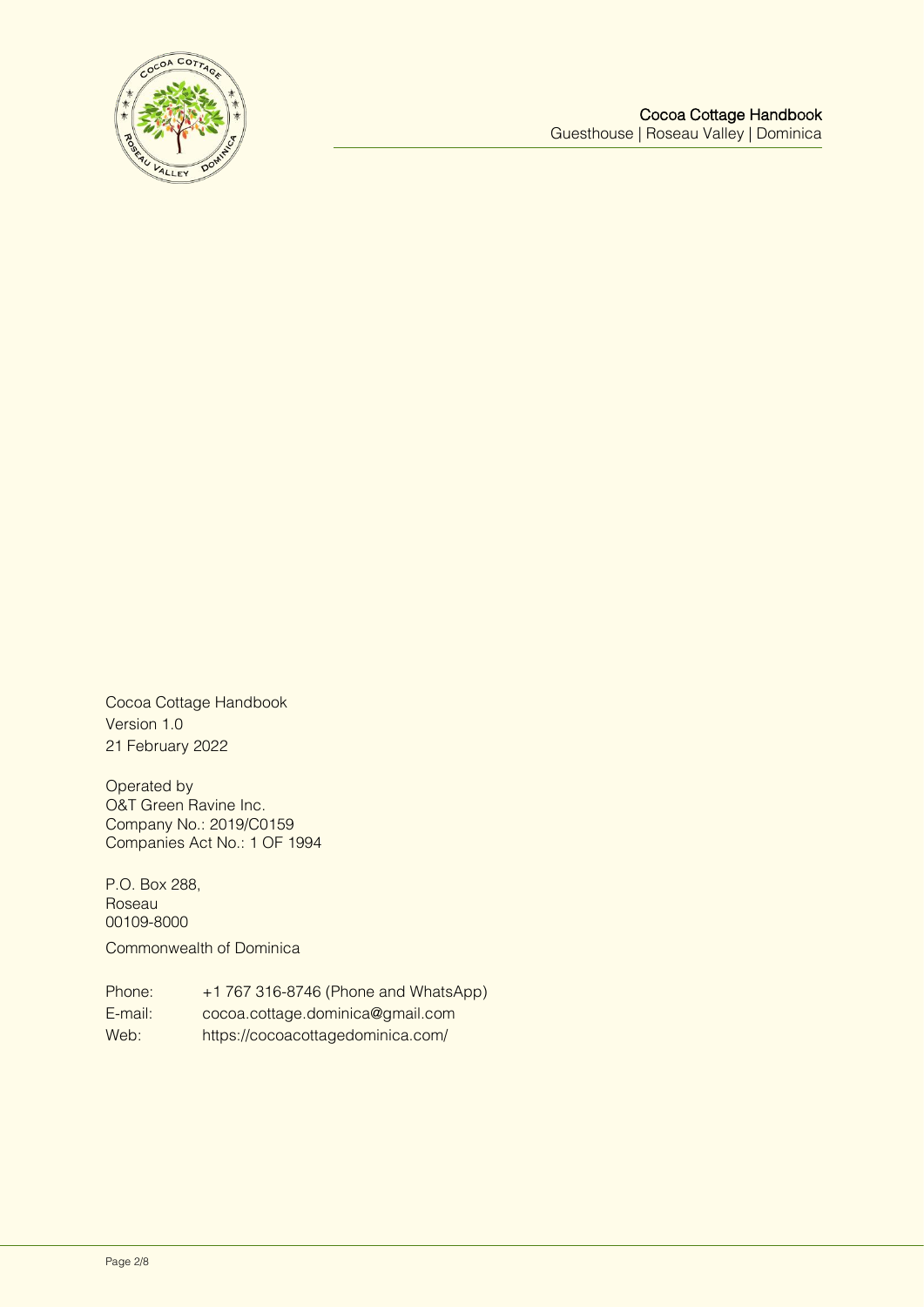Cocoa Cottage Handbook
Version 1.0
21 February 2022

Operated by
O&T Green Ravine Inc.
Company No.: 2019/C0159
Companies Act No.: 1 OF 1994

P.O. Box 288,
Roseau
00109-8000

Commonwealth of Dominica

| | |
|---|---|
| Phone: | +1 767 316-8746 (Phone and WhatsApp) |
| E-mail: | cocoa.cottage.dominica@gmail.com |
| Web: | https://cocoacottagedominica.com/ |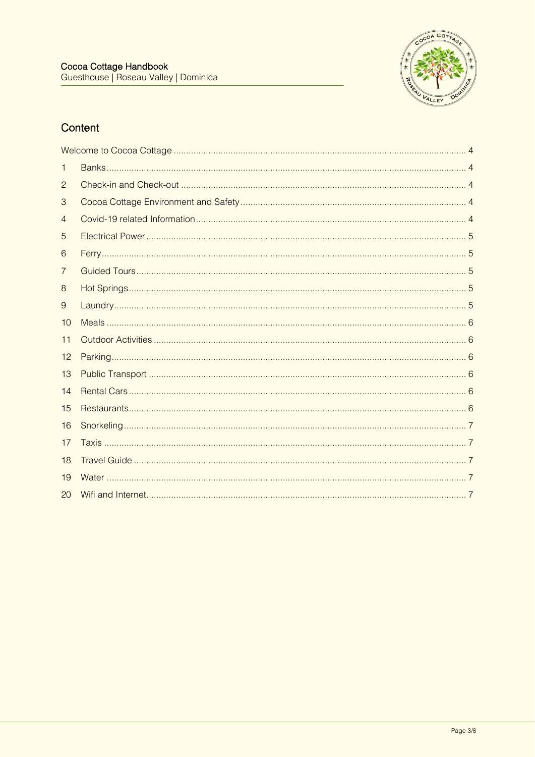## Content

| | | |
|---|---|---|
| Welcome to Cocoa Cottage | | 4 |
| 1 | Banks | 4 |
| 2 | Check-in and Check-out | 4 |
| 3 | Cocoa Cottage Environment and Safety | 4 |
| 4 | Covid-19 related Information | 4 |
| 5 | Electrical Power | 5 |
| 6 | Ferry | 5 |
| 7 | Guided Tours | 5 |
| 8 | Hot Springs | 5 |
| 9 | Laundry | 5 |
| 10 | Meals | 6 |
| 11 | Outdoor Activities | 6 |
| 12 | Parking | 6 |
| 13 | Public Transport | 6 |
| 14 | Rental Cars | 6 |
| 15 | Restaurants | 6 |
| 16 | Snorkeling | 7 |
| 17 | Taxis | 7 |
| 18 | Travel Guide | 7 |
| 19 | Water | 7 |
| 20 | Wifi and Internet | 7 |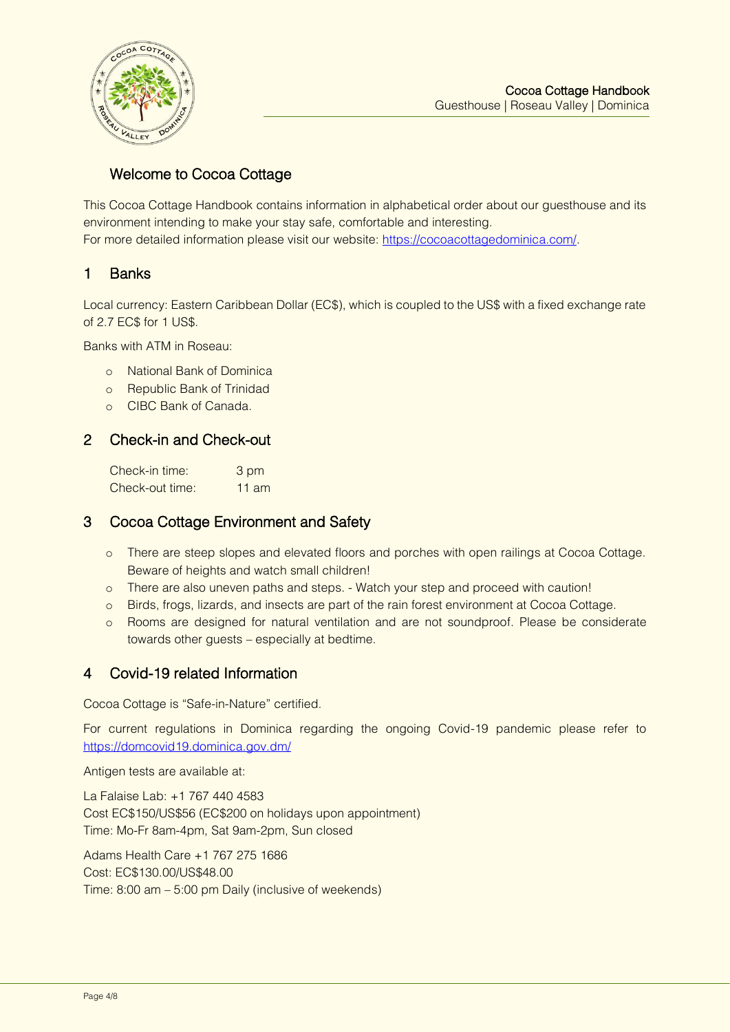## Welcome to Cocoa Cottage

This Cocoa Cottage Handbook contains information in alphabetical order about our guesthouse and its environment intending to make your stay safe, comfortable and interesting.
For more detailed information please visit our website: https://cocoacottagedominica.com/.

## 1 Banks

Local currency: Eastern Caribbean Dollar (EC$), which is coupled to the US$ with a fixed exchange rate of 2.7 EC$ for 1 US$.

Banks with ATM in Roseau:

- National Bank of Dominica
- Republic Bank of Trinidad
- CIBC Bank of Canada.

## 2 Check-in and Check-out

| Check-in time: | 3 pm |
|---|---|
| Check-out time: | 11 am |

## 3 Cocoa Cottage Environment and Safety

- There are steep slopes and elevated floors and porches with open railings at Cocoa Cottage. Beware of heights and watch small children!
- There are also uneven paths and steps. - Watch your step and proceed with caution!
- Birds, frogs, lizards, and insects are part of the rain forest environment at Cocoa Cottage.
- Rooms are designed for natural ventilation and are not soundproof. Please be considerate towards other guests – especially at bedtime.

## 4 Covid-19 related Information

Cocoa Cottage is "Safe-in-Nature" certified.

For current regulations in Dominica regarding the ongoing Covid-19 pandemic please refer to https://domcovid19.dominica.gov.dm/

Antigen tests are available at:

La Falaise Lab: +1 767 440 4583
Cost EC$150/US$56 (EC$200 on holidays upon appointment)
Time: Mo-Fr 8am-4pm, Sat 9am-2pm, Sun closed

Adams Health Care +1 767 275 1686
Cost: EC$130.00/US$48.00
Time: 8:00 am – 5:00 pm Daily (inclusive of weekends)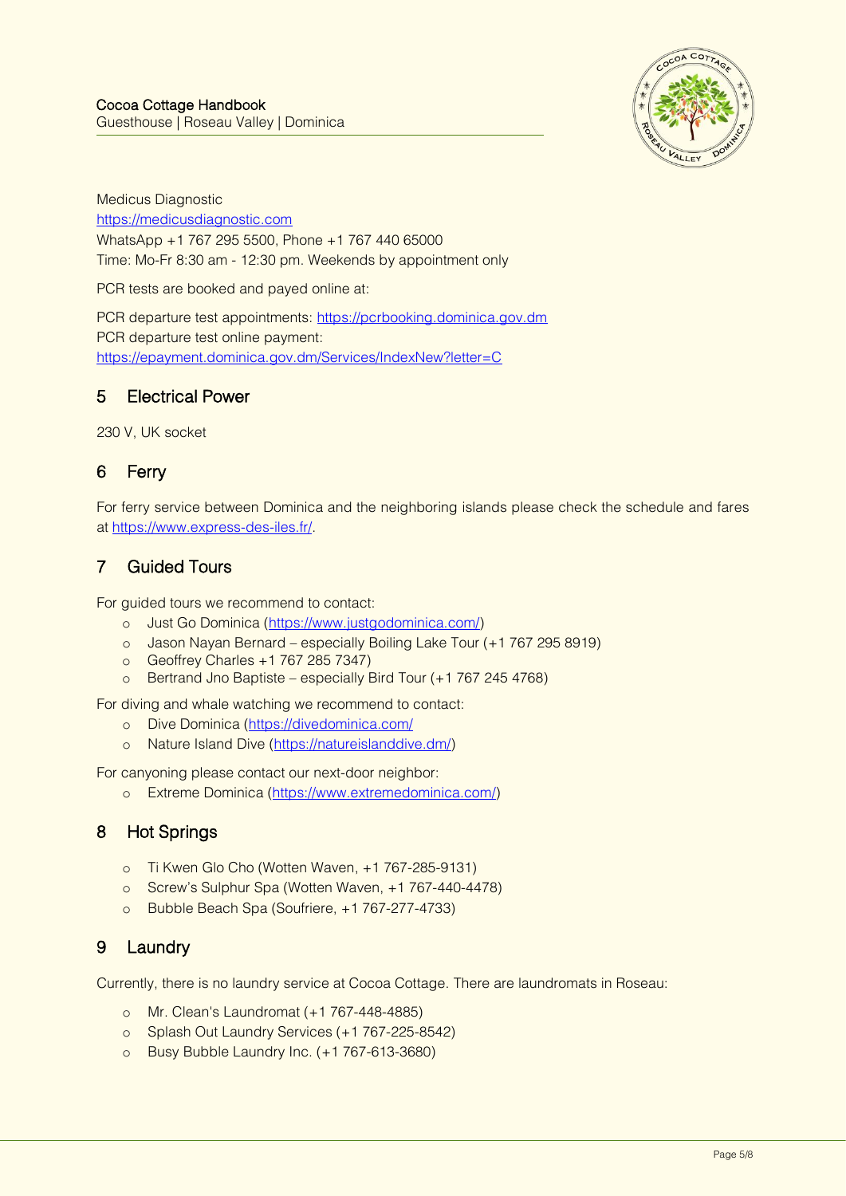Medicus Diagnostic
https://medicusdiagnostic.com
WhatsApp +1 767 295 5500, Phone +1 767 440 65000
Time: Mo-Fr 8:30 am - 12:30 pm. Weekends by appointment only

PCR tests are booked and payed online at:

PCR departure test appointments: https://pcrbooking.dominica.gov.dm
PCR departure test online payment:
https://epayment.dominica.gov.dm/Services/IndexNew?letter=C

## 5 Electrical Power

230 V, UK socket

## 6 Ferry

For ferry service between Dominica and the neighboring islands please check the schedule and fares at https://www.express-des-iles.fr/.

## 7 Guided Tours

For guided tours we recommend to contact:

- Just Go Dominica (https://www.justgodominica.com/)
- Jason Nayan Bernard – especially Boiling Lake Tour (+1 767 295 8919)
- Geoffrey Charles +1 767 285 7347)
- Bertrand Jno Baptiste – especially Bird Tour (+1 767 245 4768)

For diving and whale watching we recommend to contact:

- Dive Dominica (https://divedominica.com/
- Nature Island Dive (https://natureislanddive.dm/)

For canyoning please contact our next-door neighbor:

- Extreme Dominica (https://www.extremedominica.com/)

## 8 Hot Springs

- Ti Kwen Glo Cho (Wotten Waven, +1 767-285-9131)
- Screw's Sulphur Spa (Wotten Waven, +1 767-440-4478)
- Bubble Beach Spa (Soufriere, +1 767-277-4733)

## 9 Laundry

Currently, there is no laundry service at Cocoa Cottage. There are laundromats in Roseau:

- Mr. Clean's Laundromat (+1 767-448-4885)
- Splash Out Laundry Services (+1 767-225-8542)
- Busy Bubble Laundry Inc. (+1 767-613-3680)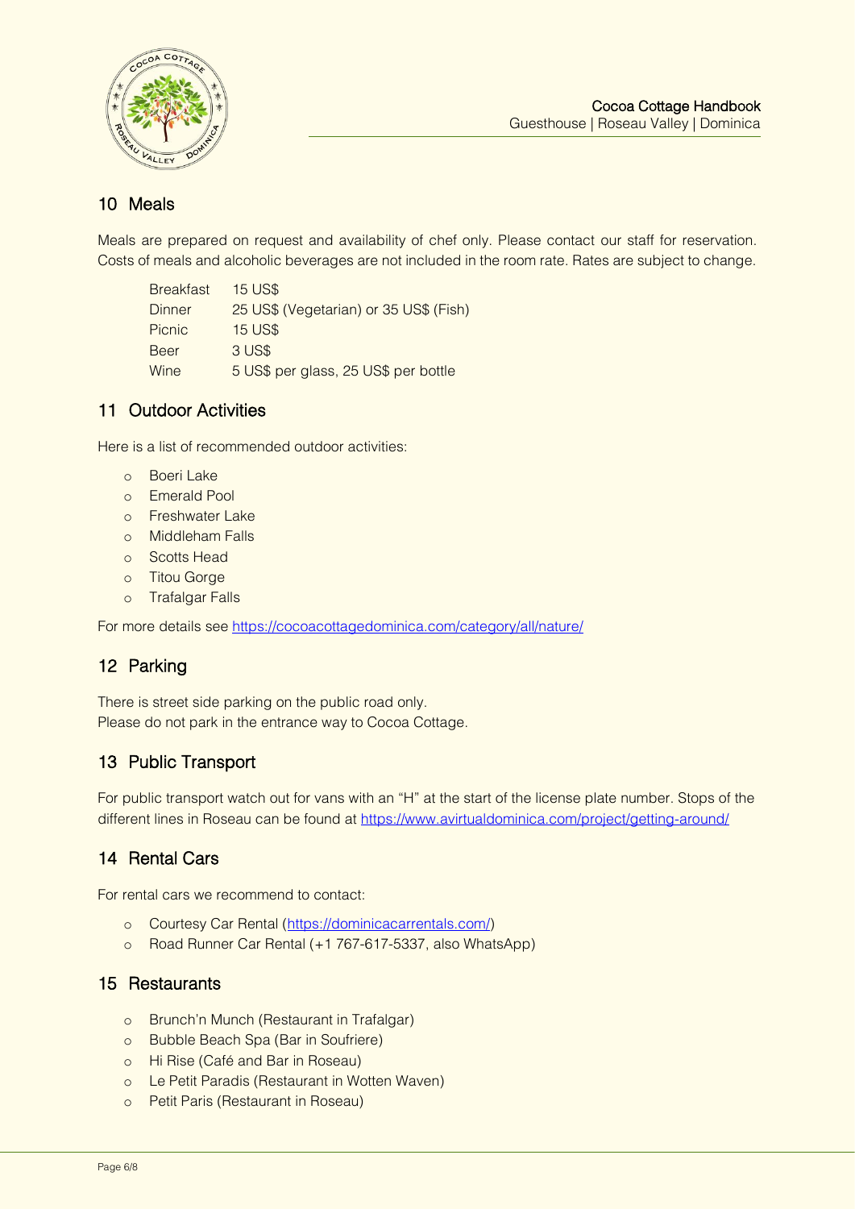## 10 Meals

Meals are prepared on request and availability of chef only. Please contact our staff for reservation. Costs of meals and alcoholic beverages are not included in the room rate. Rates are subject to change.

| | |
|---|---|
| Breakfast | 15 US$ |
| Dinner | 25 US$ (Vegetarian) or 35 US$ (Fish) |
| Picnic | 15 US$ |
| Beer | 3 US$ |
| Wine | 5 US$ per glass, 25 US$ per bottle |

## 11 Outdoor Activities

Here is a list of recommended outdoor activities:

- Boeri Lake
- Emerald Pool
- Freshwater Lake
- Middleham Falls
- Scotts Head
- Titou Gorge
- Trafalgar Falls

For more details see https://cocoacottagedominica.com/category/all/nature/

## 12 Parking

There is street side parking on the public road only.
Please do not park in the entrance way to Cocoa Cottage.

## 13 Public Transport

For public transport watch out for vans with an "H" at the start of the license plate number. Stops of the different lines in Roseau can be found at https://www.avirtualdominica.com/project/getting-around/

## 14 Rental Cars

For rental cars we recommend to contact:

- Courtesy Car Rental (https://dominicacarrentals.com/)
- Road Runner Car Rental (+1 767-617-5337, also WhatsApp)

## 15 Restaurants

- Brunch'n Munch (Restaurant in Trafalgar)
- Bubble Beach Spa (Bar in Soufriere)
- Hi Rise (Café and Bar in Roseau)
- Le Petit Paradis (Restaurant in Wotten Waven)
- Petit Paris (Restaurant in Roseau)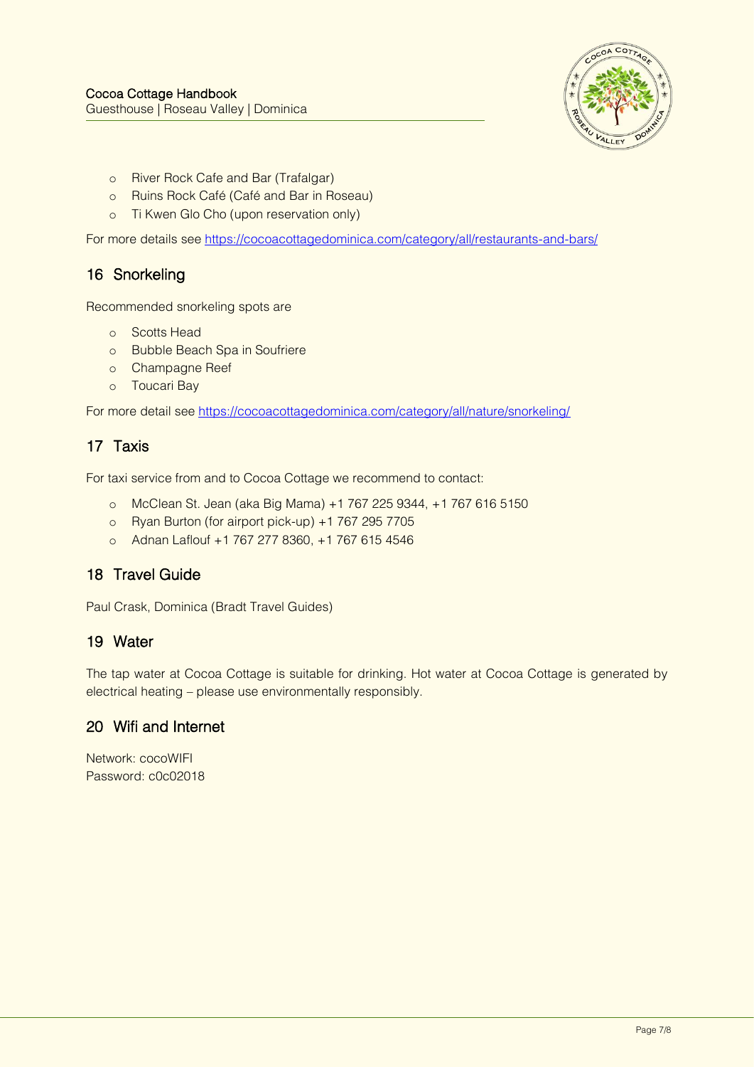- River Rock Cafe and Bar (Trafalgar)
- Ruins Rock Café (Café and Bar in Roseau)
- Ti Kwen Glo Cho (upon reservation only)

For more details see https://cocoacottagedominica.com/category/all/restaurants-and-bars/

## 16 Snorkeling

Recommended snorkeling spots are

- Scotts Head
- Bubble Beach Spa in Soufriere
- Champagne Reef
- Toucari Bay

For more detail see https://cocoacottagedominica.com/category/all/nature/snorkeling/

## 17 Taxis

For taxi service from and to Cocoa Cottage we recommend to contact:

- McClean St. Jean (aka Big Mama) +1 767 225 9344, +1 767 616 5150
- Ryan Burton (for airport pick-up) +1 767 295 7705
- Adnan Laflouf +1 767 277 8360, +1 767 615 4546

## 18 Travel Guide

Paul Crask, Dominica (Bradt Travel Guides)

## 19 Water

The tap water at Cocoa Cottage is suitable for drinking. Hot water at Cocoa Cottage is generated by electrical heating – please use environmentally responsibly.

## 20 Wifi and Internet

Network: cocoWIFI
Password: c0c02018